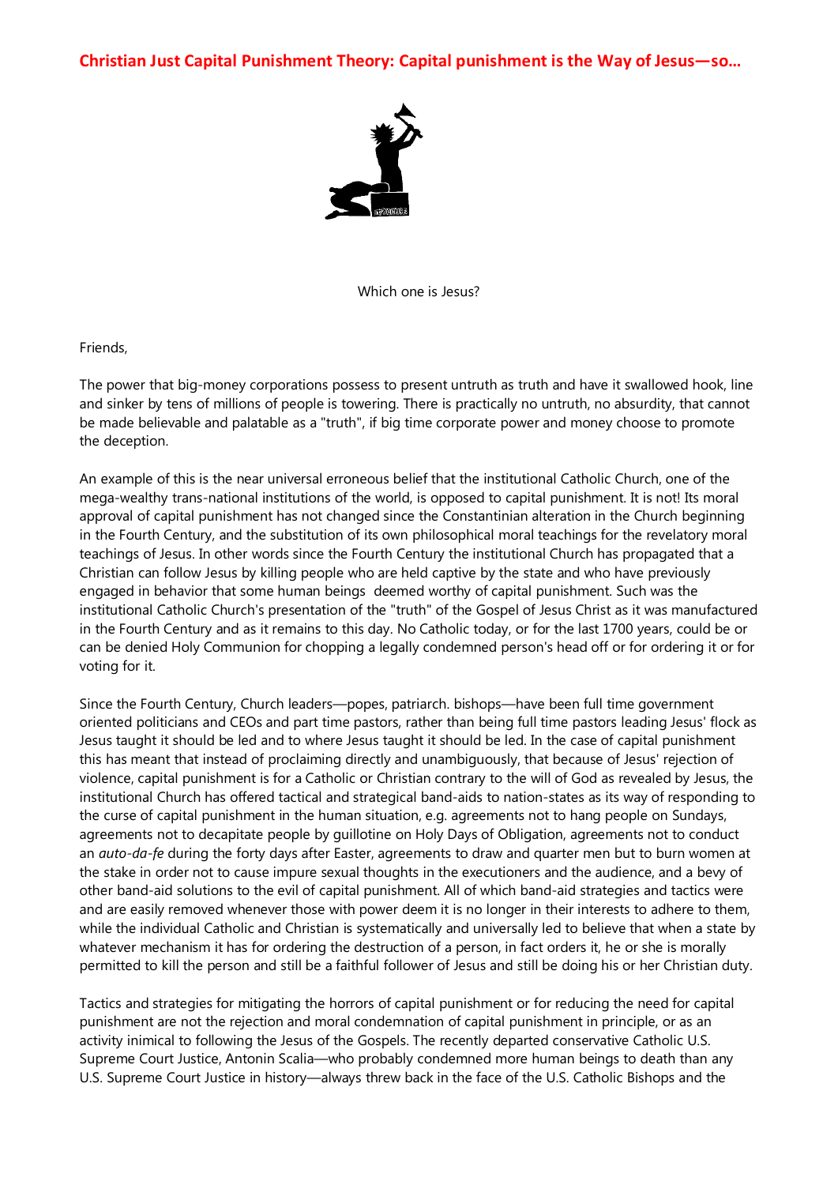# Christian Just Capital Punishment Theory: Capital punishment is the Way of Jesus—so...

Which one is Jesus?

Friends,

The power that big-money corporations possess to present untruth as truth and have it swallowed hook, line and sinker by tens of millions of people is towering. There is practically no untruth, no absurdity, that cannot be made believable and palatable as a "truth", if big time corporate power and money choose to promote the deception.

An example of this is the near universal erroneous belief that the institutional Catholic Church, one of the mega-wealthy trans-national institutions of the world, is opposed to capital punishment. It is not! Its moral approval of capital punishment has not changed since the Constantinian alteration in the Church beginning in the Fourth Century, and the substitution of its own philosophical moral teachings for the revelatory moral teachings of Jesus. In other words since the Fourth Century the institutional Church has propagated that a Christian can follow Jesus by killing people who are held captive by the state and who have previously engaged in behavior that some human beings deemed worthy of capital punishment. Such was the institutional Catholic Church's presentation of the "truth" of the Gospel of Jesus Christ as it was manufactured in the Fourth Century and as it remains to this day. No Catholic today, or for the last 1700 years, could be or can be denied Holy Communion for chopping a legally condemned person's head off or for ordering it or for voting for it.

Since the Fourth Century, Church leaders—popes, patriarch. bishops—have been full time government oriented politicians and CEOs and part time pastors, rather than being full time pastors leading Jesus' flock as Jesus taught it should be led and to where Jesus taught it should be led. In the case of capital punishment this has meant that instead of proclaiming directly and unambiguously, that because of Jesus' rejection of violence, capital punishment is for a Catholic or Christian contrary to the will of God as revealed by Jesus, the institutional Church has offered tactical and strategical band-aids to nation-states as its way of responding to the curse of capital punishment in the human situation, e.g. agreements not to hang people on Sundays, agreements not to decapitate people by guillotine on Holy Days of Obligation, agreements not to conduct an *auto-da-fe* during the forty days after Easter, agreements to draw and quarter men but to burn women at the stake in order not to cause impure sexual thoughts in the executioners and the audience, and a bevy of other band-aid solutions to the evil of capital punishment. All of which band-aid strategies and tactics were and are easily removed whenever those with power deem it is no longer in their interests to adhere to them, while the individual Catholic and Christian is systematically and universally led to believe that when a state by whatever mechanism it has for ordering the destruction of a person, in fact orders it, he or she is morally permitted to kill the person and still be a faithful follower of Jesus and still be doing his or her Christian duty.

Tactics and strategies for mitigating the horrors of capital punishment or for reducing the need for capital punishment are not the rejection and moral condemnation of capital punishment in principle, or as an activity inimical to following the Jesus of the Gospels. The recently departed conservative Catholic U.S. Supreme Court Justice, Antonin Scalia—who probably condemned more human beings to death than any U.S. Supreme Court Justice in history—always threw back in the face of the U.S. Catholic Bishops and the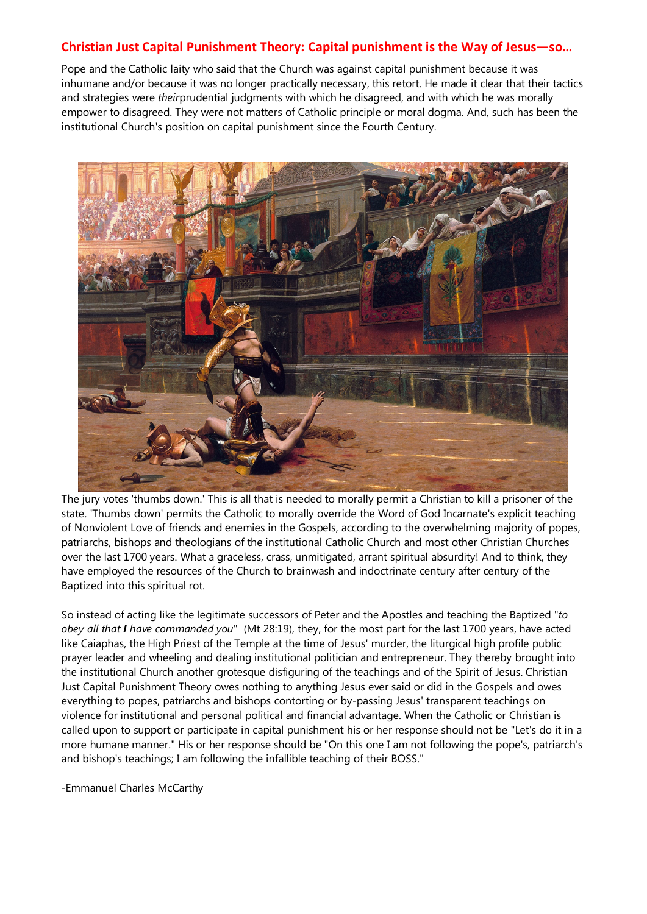## Christian Just Capital Punishment Theory: Capital punishment is the Way of Jesus—so...

Pope and the Catholic laity who said that the Church was against capital punishment because it was inhumane and/or because it was no longer practically necessary, this retort. He made it clear that their tactics and strategies were *their*prudential judgments with which he disagreed, and with which he was morally empower to disagreed. They were not matters of Catholic principle or moral dogma. And, such has been the institutional Church's position on capital punishment since the Fourth Century.

The jury votes 'thumbs down.' This is all that is needed to morally permit a Christian to kill a prisoner of the state. 'Thumbs down' permits the Catholic to morally override the Word of God Incarnate's explicit teaching of Nonviolent Love of friends and enemies in the Gospels, according to the overwhelming majority of popes, patriarchs, bishops and theologians of the institutional Catholic Church and most other Christian Churches over the last 1700 years. What a graceless, crass, unmitigated, arrant spiritual absurdity! And to think, they have employed the resources of the Church to brainwash and indoctrinate century after century of the Baptized into this spiritual rot.

So instead of acting like the legitimate successors of Peter and the Apostles and teaching the Baptized "*to obey all that **I** have commanded you*" (Mt 28:19), they, for the most part for the last 1700 years, have acted like Caiaphas, the High Priest of the Temple at the time of Jesus' murder, the liturgical high profile public prayer leader and wheeling and dealing institutional politician and entrepreneur. They thereby brought into the institutional Church another grotesque disfiguring of the teachings and of the Spirit of Jesus. Christian Just Capital Punishment Theory owes nothing to anything Jesus ever said or did in the Gospels and owes everything to popes, patriarchs and bishops contorting or by-passing Jesus' transparent teachings on violence for institutional and personal political and financial advantage. When the Catholic or Christian is called upon to support or participate in capital punishment his or her response should not be "Let's do it in a more humane manner." His or her response should be "On this one I am not following the pope's, patriarch's and bishop's teachings; I am following the infallible teaching of their BOSS."

-Emmanuel Charles McCarthy